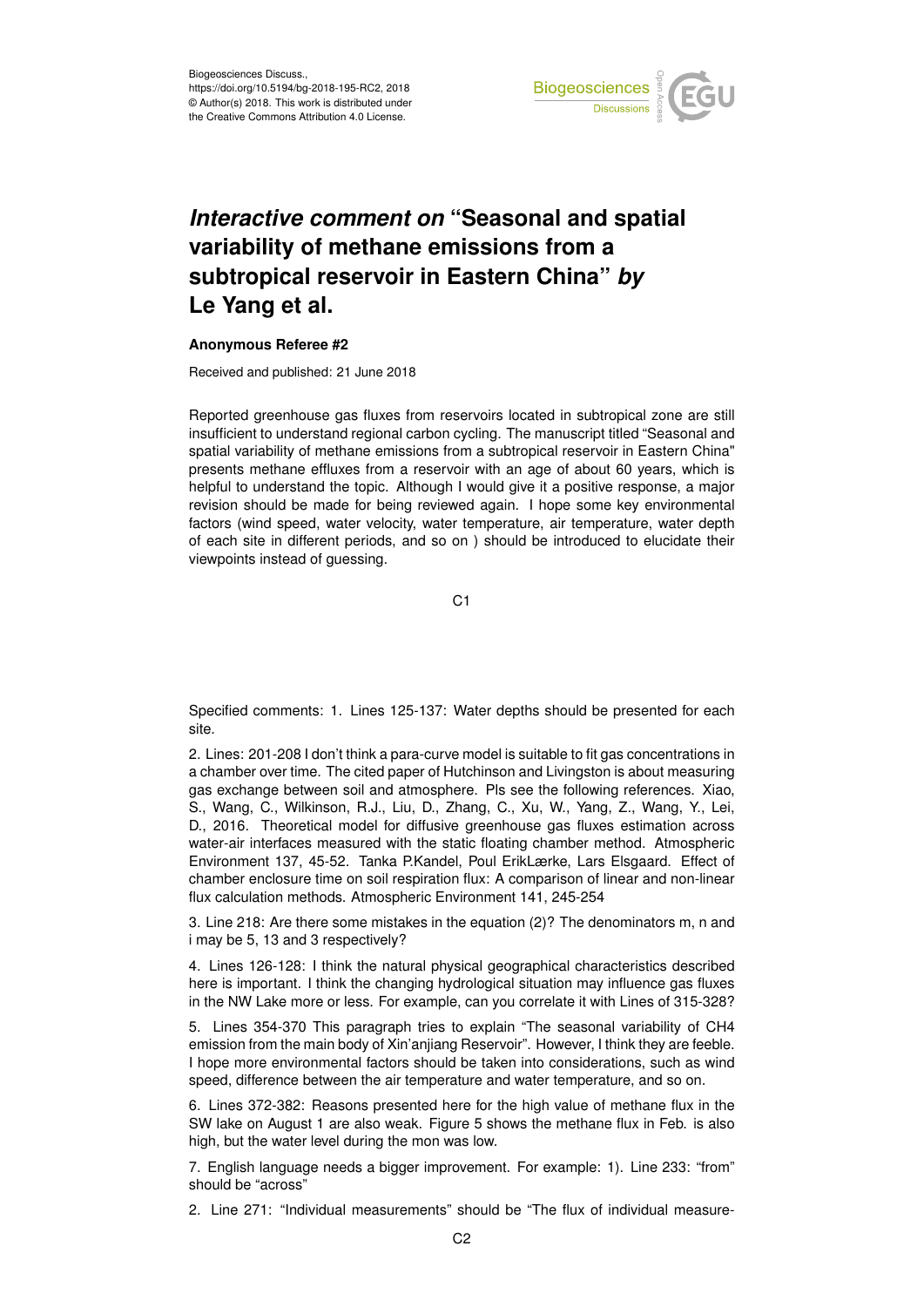Biogeosciences Discuss.,
https://doi.org/10.5194/bg-2018-195-RC2, 2018
© Author(s) 2018. This work is distributed under
the Creative Commons Attribution 4.0 License.

# *Interactive comment on* "Seasonal and spatial variability of methane emissions from a subtropical reservoir in Eastern China" *by* Le Yang et al.

### Anonymous Referee #2

Received and published: 21 June 2018

Reported greenhouse gas fluxes from reservoirs located in subtropical zone are still insufficient to understand regional carbon cycling. The manuscript titled "Seasonal and spatial variability of methane emissions from a subtropical reservoir in Eastern China" presents methane effluxes from a reservoir with an age of about 60 years, which is helpful to understand the topic. Although I would give it a positive response, a major revision should be made for being reviewed again. I hope some key environmental factors (wind speed, water velocity, water temperature, air temperature, water depth of each site in different periods, and so on ) should be introduced to elucidate their viewpoints instead of guessing.

Specified comments: 1. Lines 125-137: Water depths should be presented for each site.

2. Lines: 201-208 I don't think a para-curve model is suitable to fit gas concentrations in a chamber over time. The cited paper of Hutchinson and Livingston is about measuring gas exchange between soil and atmosphere. Pls see the following references. Xiao, S., Wang, C., Wilkinson, R.J., Liu, D., Zhang, C., Xu, W., Yang, Z., Wang, Y., Lei, D., 2016. Theoretical model for diffusive greenhouse gas fluxes estimation across water-air interfaces measured with the static floating chamber method. Atmospheric Environment 137, 45-52. Tanka P.Kandel, Poul ErikLærke, Lars Elsgaard. Effect of chamber enclosure time on soil respiration flux: A comparison of linear and non-linear flux calculation methods. Atmospheric Environment 141, 245-254

3. Line 218: Are there some mistakes in the equation (2)? The denominators m, n and i may be 5, 13 and 3 respectively?

4. Lines 126-128: I think the natural physical geographical characteristics described here is important. I think the changing hydrological situation may influence gas fluxes in the NW Lake more or less. For example, can you correlate it with Lines of 315-328?

5. Lines 354-370 This paragraph tries to explain "The seasonal variability of CH4 emission from the main body of Xin'anjiang Reservoir". However, I think they are feeble. I hope more environmental factors should be taken into considerations, such as wind speed, difference between the air temperature and water temperature, and so on.

6. Lines 372-382: Reasons presented here for the high value of methane flux in the SW lake on August 1 are also weak. Figure 5 shows the methane flux in Feb. is also high, but the water level during the mon was low.

7. English language needs a bigger improvement. For example: 1). Line 233: "from" should be "across"

2. Line 271: "Individual measurements" should be "The flux of individual measure-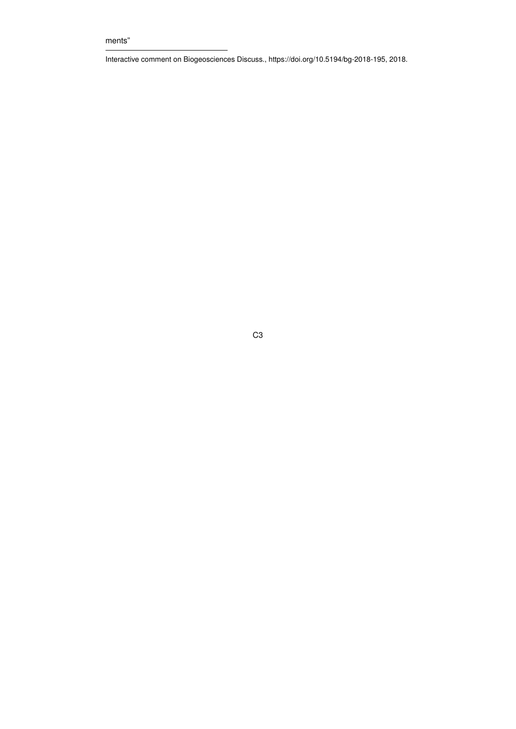ments"

---

Interactive comment on Biogeosciences Discuss., https://doi.org/10.5194/bg-2018-195, 2018.